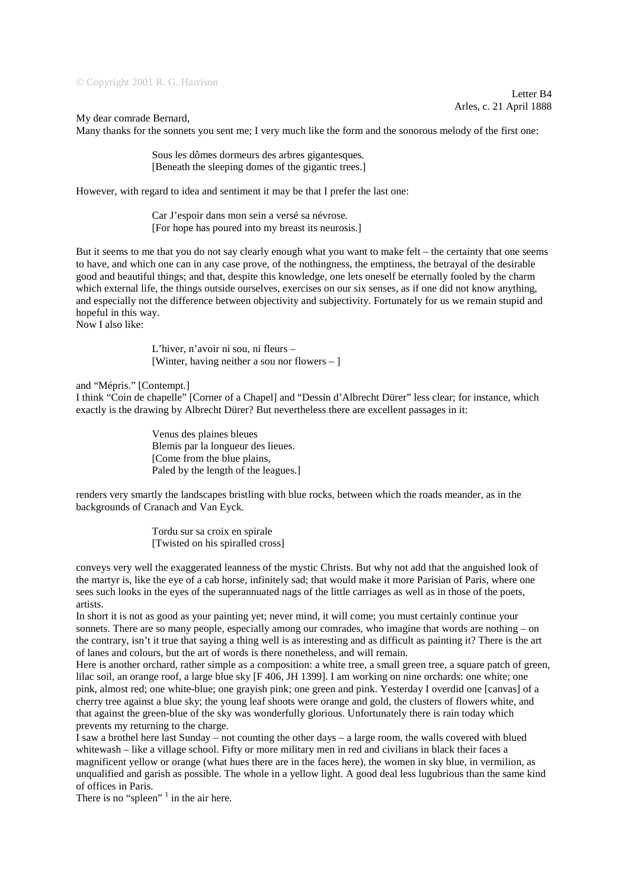© Copyright 2001 R. G. Harrison

Letter B4
Arles, c. 21 April 1888

My dear comrade Bernard,

Many thanks for the sonnets you sent me; I very much like the form and the sonorous melody of the first one:

> Sous les dômes dormeurs des arbres gigantesques.
> [Beneath the sleeping domes of the gigantic trees.]

However, with regard to idea and sentiment it may be that I prefer the last one:

> Car J'espoir dans mon sein a versé sa névrose.
> [For hope has poured into my breast its neurosis.]

But it seems to me that you do not say clearly enough what you want to make felt – the certainty that one seems to have, and which one can in any case prove, of the nothingness, the emptiness, the betrayal of the desirable good and beautiful things; and that, despite this knowledge, one lets oneself be eternally fooled by the charm which external life, the things outside ourselves, exercises on our six senses, as if one did not know anything, and especially not the difference between objectivity and subjectivity. Fortunately for us we remain stupid and hopeful in this way.

Now I also like:

> L'hiver, n'avoir ni sou, ni fleurs –
> [Winter, having neither a sou nor flowers – ]

and "Mépris." [Contempt.]

I think "Coin de chapelle" [Corner of a Chapel] and "Dessin d'Albrecht Dürer" less clear; for instance, which exactly is the drawing by Albrecht Dürer? But nevertheless there are excellent passages in it:

> Venus des plaines bleues
> Blemis par la longueur des lieues.
> [Come from the blue plains,
> Paled by the length of the leagues.]

renders very smartly the landscapes bristling with blue rocks, between which the roads meander, as in the backgrounds of Cranach and Van Eyck.

> Tordu sur sa croix en spirale
> [Twisted on his spiralled cross]

conveys very well the exaggerated leanness of the mystic Christs. But why not add that the anguished look of the martyr is, like the eye of a cab horse, infinitely sad; that would make it more Parisian of Paris, where one sees such looks in the eyes of the superannuated nags of the little carriages as well as in those of the poets, artists.

In short it is not as good as your painting yet; never mind, it will come; you must certainly continue your sonnets. There are so many people, especially among our comrades, who imagine that words are nothing – on the contrary, isn't it true that saying a thing well is as interesting and as difficult as painting it? There is the art of lanes and colours, but the art of words is there nonetheless, and will remain.

Here is another orchard, rather simple as a composition: a white tree, a small green tree, a square patch of green, lilac soil, an orange roof, a large blue sky [F 406, JH 1399]. I am working on nine orchards: one white; one pink, almost red; one white-blue; one grayish pink; one green and pink. Yesterday I overdid one [canvas] of a cherry tree against a blue sky; the young leaf shoots were orange and gold, the clusters of flowers white, and that against the green-blue of the sky was wonderfully glorious. Unfortunately there is rain today which prevents my returning to the charge.

I saw a brothel here last Sunday – not counting the other days – a large room, the walls covered with blued whitewash – like a village school. Fifty or more military men in red and civilians in black their faces a magnificent yellow or orange (what hues there are in the faces here), the women in sky blue, in vermilion, as unqualified and garish as possible. The whole in a yellow light. A good deal less lugubrious than the same kind of offices in Paris.

There is no "spleen" [1] in the air here.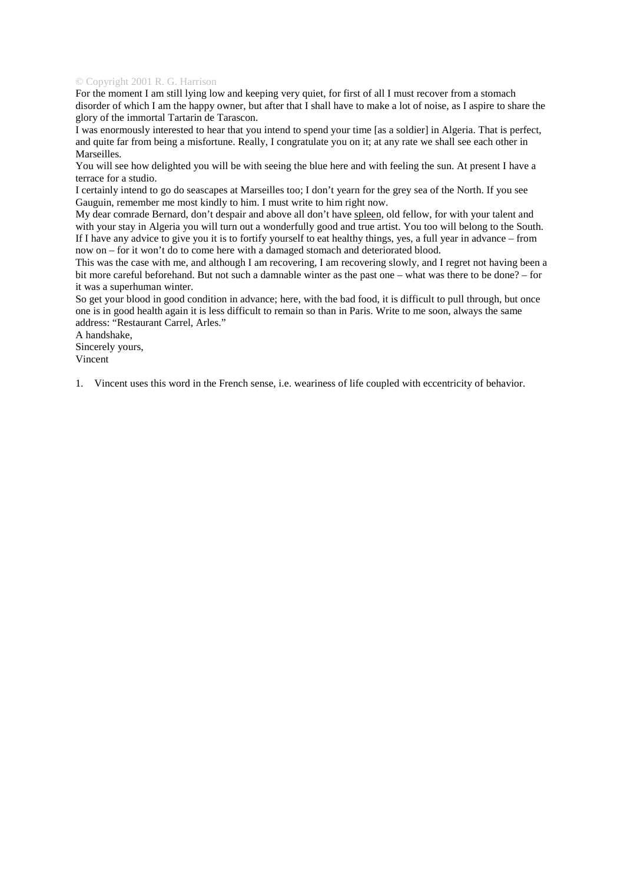© Copyright 2001 R. G. Harrison

For the moment I am still lying low and keeping very quiet, for first of all I must recover from a stomach disorder of which I am the happy owner, but after that I shall have to make a lot of noise, as I aspire to share the glory of the immortal Tartarin de Tarascon.

I was enormously interested to hear that you intend to spend your time [as a soldier] in Algeria. That is perfect, and quite far from being a misfortune. Really, I congratulate you on it; at any rate we shall see each other in Marseilles.

You will see how delighted you will be with seeing the blue here and with feeling the sun. At present I have a terrace for a studio.

I certainly intend to go do seascapes at Marseilles too; I don't yearn for the grey sea of the North. If you see Gauguin, remember me most kindly to him. I must write to him right now.

My dear comrade Bernard, don't despair and above all don't have spleen[1], old fellow, for with your talent and with your stay in Algeria you will turn out a wonderfully good and true artist. You too will belong to the South.

If I have any advice to give you it is to fortify yourself to eat healthy things, yes, a full year in advance – from now on – for it won't do to come here with a damaged stomach and deteriorated blood.

This was the case with me, and although I am recovering, I am recovering slowly, and I regret not having been a bit more careful beforehand. But not such a damnable winter as the past one – what was there to be done? – for it was a superhuman winter.

So get your blood in good condition in advance; here, with the bad food, it is difficult to pull through, but once one is in good health again it is less difficult to remain so than in Paris. Write to me soon, always the same address: "Restaurant Carrel, Arles."

A handshake,

Sincerely yours,

Vincent

1. Vincent uses this word in the French sense, i.e. weariness of life coupled with eccentricity of behavior.